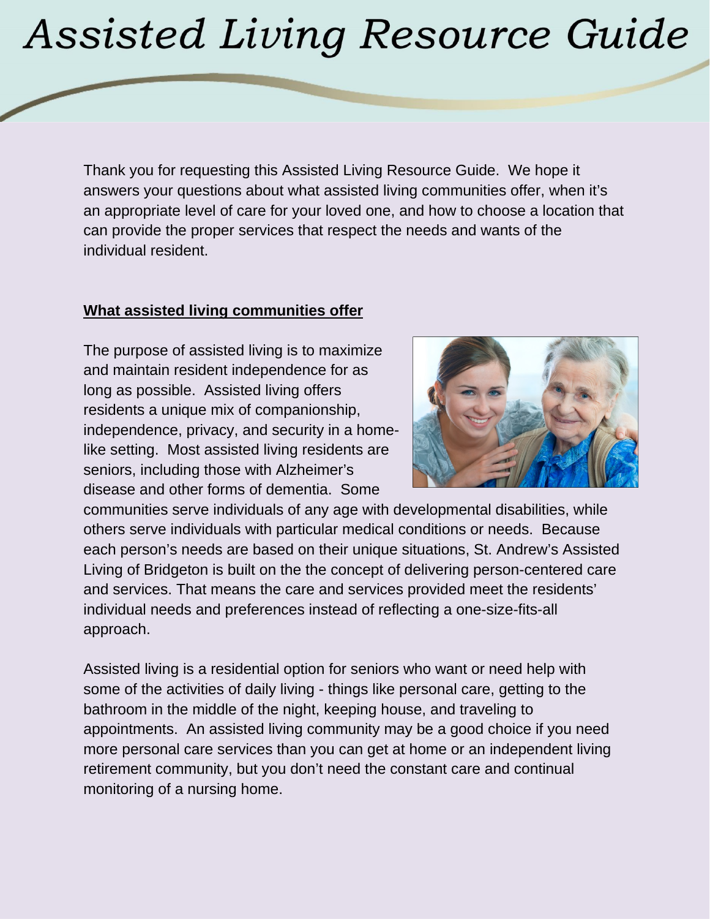# Assisted Living Resource Guide

Thank you for requesting this Assisted Living Resource Guide. We hope it answers your questions about what assisted living communities offer, when it's an appropriate level of care for your loved one, and how to choose a location that can provide the proper services that respect the needs and wants of the individual resident.

## What assisted living communities offer

The purpose of assisted living is to maximize and maintain resident independence for as long as possible. Assisted living offers residents a unique mix of companionship, independence, privacy, and security in a home-like setting. Most assisted living residents are seniors, including those with Alzheimer's disease and other forms of dementia. Some communities serve individuals of any age with developmental disabilities, while others serve individuals with particular medical conditions or needs. Because each person's needs are based on their unique situations, St. Andrew's Assisted Living of Bridgeton is built on the the concept of delivering person-centered care and services. That means the care and services provided meet the residents' individual needs and preferences instead of reflecting a one-size-fits-all approach.

Assisted living is a residential option for seniors who want or need help with some of the activities of daily living - things like personal care, getting to the bathroom in the middle of the night, keeping house, and traveling to appointments. An assisted living community may be a good choice if you need more personal care services than you can get at home or an independent living retirement community, but you don't need the constant care and continual monitoring of a nursing home.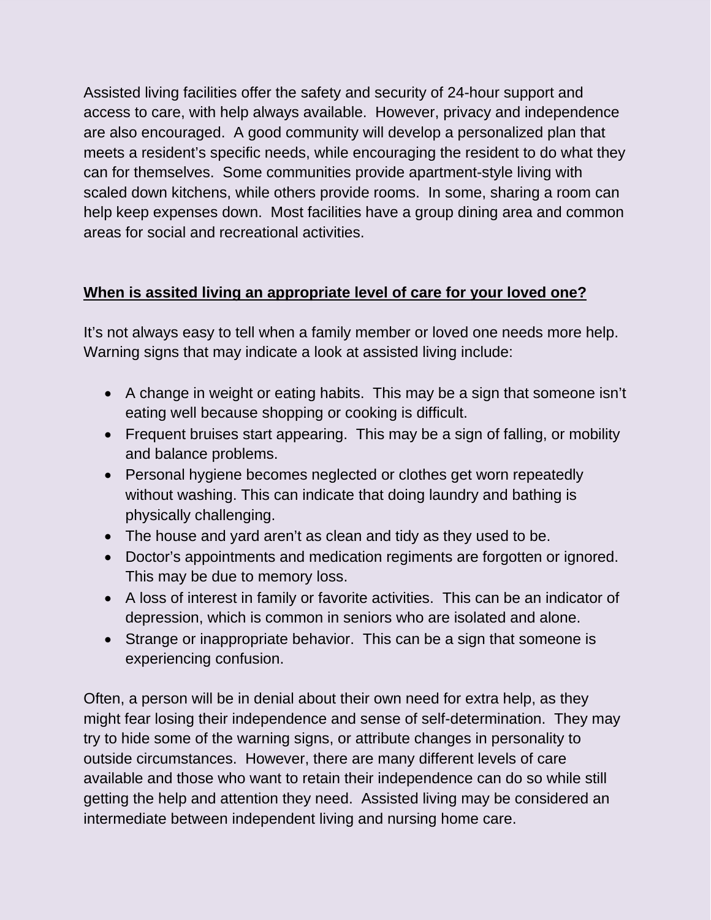Assisted living facilities offer the safety and security of 24-hour support and access to care, with help always available. However, privacy and independence are also encouraged. A good community will develop a personalized plan that meets a resident's specific needs, while encouraging the resident to do what they can for themselves. Some communities provide apartment-style living with scaled down kitchens, while others provide rooms. In some, sharing a room can help keep expenses down. Most facilities have a group dining area and common areas for social and recreational activities.

## When is assited living an appropriate level of care for your loved one?

It's not always easy to tell when a family member or loved one needs more help. Warning signs that may indicate a look at assisted living include:

- A change in weight or eating habits. This may be a sign that someone isn't eating well because shopping or cooking is difficult.
- Frequent bruises start appearing. This may be a sign of falling, or mobility and balance problems.
- Personal hygiene becomes neglected or clothes get worn repeatedly without washing. This can indicate that doing laundry and bathing is physically challenging.
- The house and yard aren't as clean and tidy as they used to be.
- Doctor's appointments and medication regiments are forgotten or ignored. This may be due to memory loss.
- A loss of interest in family or favorite activities. This can be an indicator of depression, which is common in seniors who are isolated and alone.
- Strange or inappropriate behavior. This can be a sign that someone is experiencing confusion.

Often, a person will be in denial about their own need for extra help, as they might fear losing their independence and sense of self-determination. They may try to hide some of the warning signs, or attribute changes in personality to outside circumstances. However, there are many different levels of care available and those who want to retain their independence can do so while still getting the help and attention they need. Assisted living may be considered an intermediate between independent living and nursing home care.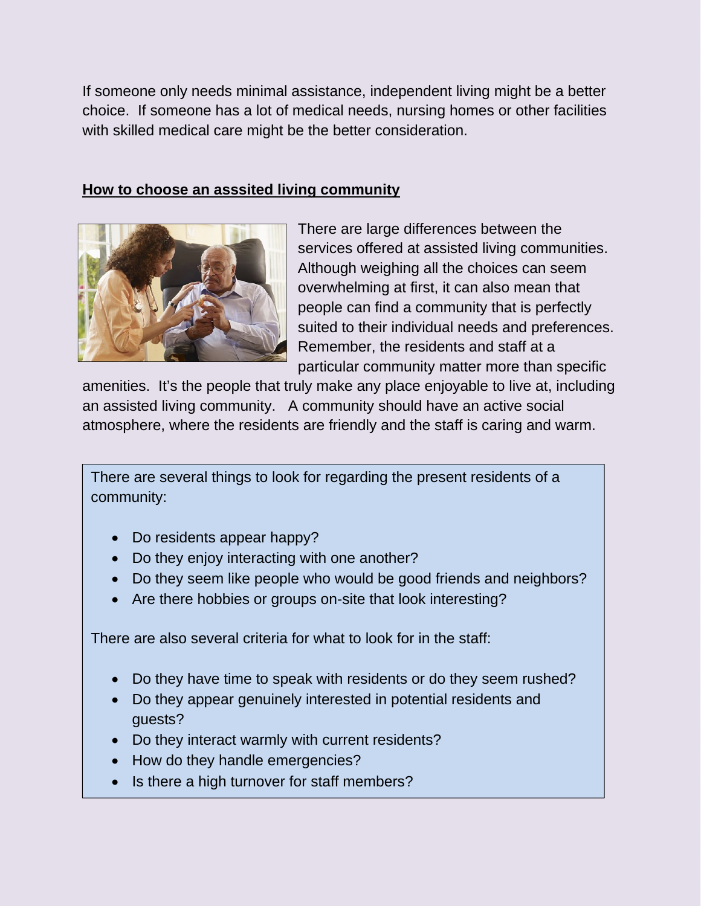If someone only needs minimal assistance, independent living might be a better choice. If someone has a lot of medical needs, nursing homes or other facilities with skilled medical care might be the better consideration.

## How to choose an asssited living community

There are large differences between the services offered at assisted living communities. Although weighing all the choices can seem overwhelming at first, it can also mean that people can find a community that is perfectly suited to their individual needs and preferences. Remember, the residents and staff at a particular community matter more than specific amenities. It's the people that truly make any place enjoyable to live at, including an assisted living community. A community should have an active social atmosphere, where the residents are friendly and the staff is caring and warm.

There are several things to look for regarding the present residents of a community:

- Do residents appear happy?
- Do they enjoy interacting with one another?
- Do they seem like people who would be good friends and neighbors?
- Are there hobbies or groups on-site that look interesting?

There are also several criteria for what to look for in the staff:

- Do they have time to speak with residents or do they seem rushed?
- Do they appear genuinely interested in potential residents and guests?
- Do they interact warmly with current residents?
- How do they handle emergencies?
- Is there a high turnover for staff members?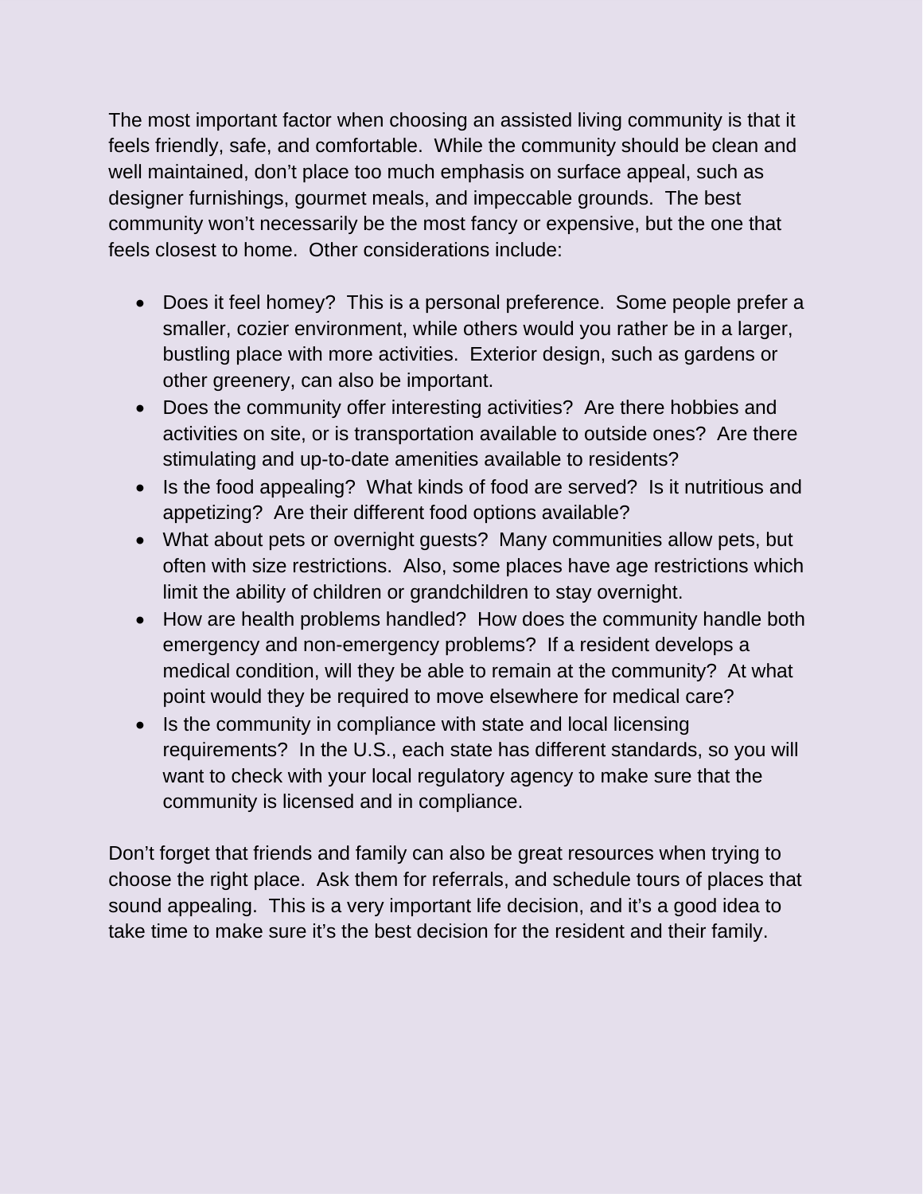The most important factor when choosing an assisted living community is that it feels friendly, safe, and comfortable.  While the community should be clean and well maintained, don't place too much emphasis on surface appeal, such as designer furnishings, gourmet meals, and impeccable grounds.  The best community won't necessarily be the most fancy or expensive, but the one that feels closest to home.  Other considerations include:

- Does it feel homey?  This is a personal preference.  Some people prefer a smaller, cozier environment, while others would you rather be in a larger, bustling place with more activities.  Exterior design, such as gardens or other greenery, can also be important.
- Does the community offer interesting activities?  Are there hobbies and activities on site, or is transportation available to outside ones?  Are there stimulating and up-to-date amenities available to residents?
- Is the food appealing?  What kinds of food are served?  Is it nutritious and appetizing?  Are their different food options available?
- What about pets or overnight guests?  Many communities allow pets, but often with size restrictions.  Also, some places have age restrictions which limit the ability of children or grandchildren to stay overnight.
- How are health problems handled?  How does the community handle both emergency and non-emergency problems?  If a resident develops a medical condition, will they be able to remain at the community?  At what point would they be required to move elsewhere for medical care?
- Is the community in compliance with state and local licensing requirements?  In the U.S., each state has different standards, so you will want to check with your local regulatory agency to make sure that the community is licensed and in compliance.

Don't forget that friends and family can also be great resources when trying to choose the right place.  Ask them for referrals, and schedule tours of places that sound appealing.  This is a very important life decision, and it's a good idea to take time to make sure it's the best decision for the resident and their family.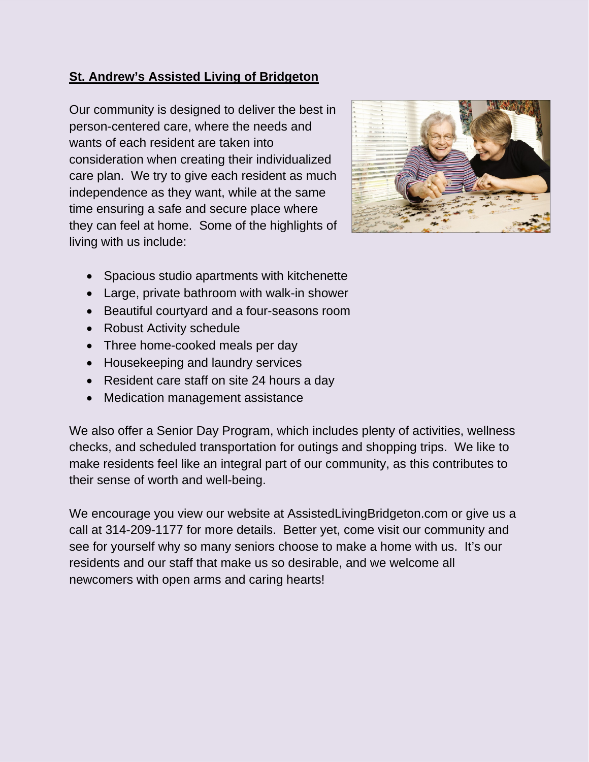**St. Andrew's Assisted Living of Bridgeton**

Our community is designed to deliver the best in person-centered care, where the needs and wants of each resident are taken into consideration when creating their individualized care plan. We try to give each resident as much independence as they want, while at the same time ensuring a safe and secure place where they can feel at home. Some of the highlights of living with us include:

- Spacious studio apartments with kitchenette
- Large, private bathroom with walk-in shower
- Beautiful courtyard and a four-seasons room
- Robust Activity schedule
- Three home-cooked meals per day
- Housekeeping and laundry services
- Resident care staff on site 24 hours a day
- Medication management assistance

We also offer a Senior Day Program, which includes plenty of activities, wellness checks, and scheduled transportation for outings and shopping trips. We like to make residents feel like an integral part of our community, as this contributes to their sense of worth and well-being.

We encourage you view our website at AssistedLivingBridgeton.com or give us a call at 314-209-1177 for more details. Better yet, come visit our community and see for yourself why so many seniors choose to make a home with us. It's our residents and our staff that make us so desirable, and we welcome all newcomers with open arms and caring hearts!